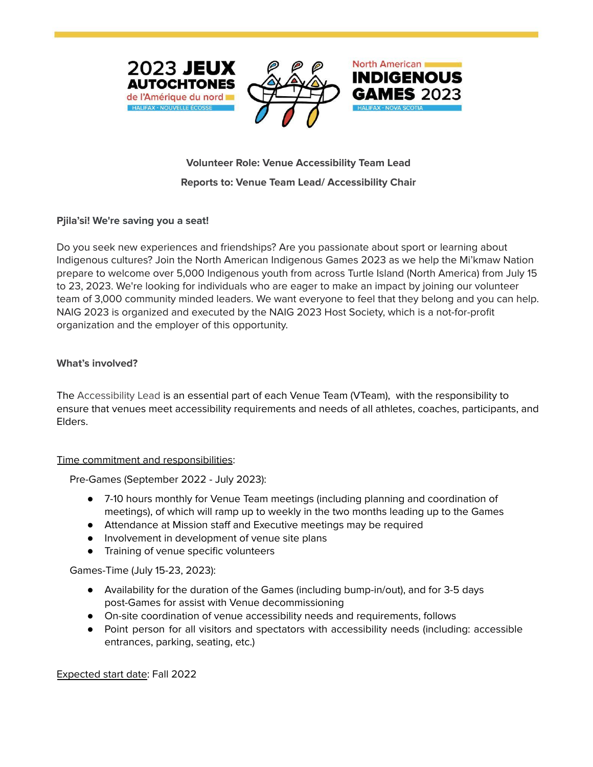**Volunteer Role: Venue Accessibility Team Lead**

**Reports to: Venue Team Lead/ Accessibility Chair**

**Pjila'si! We're saving you a seat!**

Do you seek new experiences and friendships? Are you passionate about sport or learning about Indigenous cultures? Join the North American Indigenous Games 2023 as we help the Mi'kmaw Nation prepare to welcome over 5,000 Indigenous youth from across Turtle Island (North America) from July 15 to 23, 2023. We're looking for individuals who are eager to make an impact by joining our volunteer team of 3,000 community minded leaders. We want everyone to feel that they belong and you can help. NAIG 2023 is organized and executed by the NAIG 2023 Host Society, which is a not-for-profit organization and the employer of this opportunity.

**What's involved?**

The Accessibility Lead is an essential part of each Venue Team (VTeam), with the responsibility to ensure that venues meet accessibility requirements and needs of all athletes, coaches, participants, and Elders.

Time commitment and responsibilities:

Pre-Games (September 2022 - July 2023):

- 7-10 hours monthly for Venue Team meetings (including planning and coordination of meetings), of which will ramp up to weekly in the two months leading up to the Games
- Attendance at Mission staff and Executive meetings may be required
- Involvement in development of venue site plans
- Training of venue specific volunteers

Games-Time (July 15-23, 2023):

- Availability for the duration of the Games (including bump-in/out), and for 3-5 days post-Games for assist with Venue decommissioning
- On-site coordination of venue accessibility needs and requirements, follows
- Point person for all visitors and spectators with accessibility needs (including: accessible entrances, parking, seating, etc.)

Expected start date: Fall 2022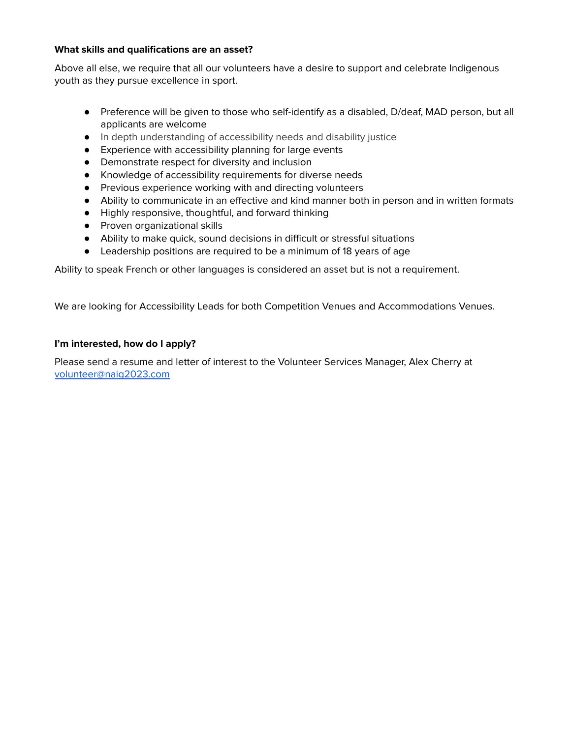**What skills and qualifications are an asset?**

Above all else, we require that all our volunteers have a desire to support and celebrate Indigenous youth as they pursue excellence in sport.

- Preference will be given to those who self-identify as a disabled, D/deaf, MAD person, but all applicants are welcome
- In depth understanding of accessibility needs and disability justice
- Experience with accessibility planning for large events
- Demonstrate respect for diversity and inclusion
- Knowledge of accessibility requirements for diverse needs
- Previous experience working with and directing volunteers
- Ability to communicate in an effective and kind manner both in person and in written formats
- Highly responsive, thoughtful, and forward thinking
- Proven organizational skills
- Ability to make quick, sound decisions in difficult or stressful situations
- Leadership positions are required to be a minimum of 18 years of age

Ability to speak French or other languages is considered an asset but is not a requirement.

We are looking for Accessibility Leads for both Competition Venues and Accommodations Venues.

**I'm interested, how do I apply?**

Please send a resume and letter of interest to the Volunteer Services Manager, Alex Cherry at volunteer@naig2023.com